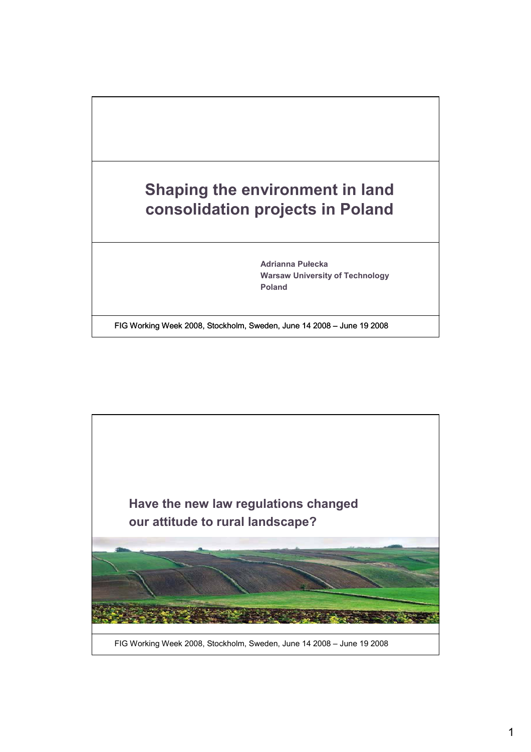# Shaping the environment in land consolidation projects in Poland

**Adrianna Pułecka**
**Warsaw University of Technology**
**Poland**

FIG Working Week 2008, Stockholm, Sweden, June 14 2008 – June 19 2008

## Have the new law regulations changed our attitude to rural landscape?

FIG Working Week 2008, Stockholm, Sweden, June 14 2008 – June 19 2008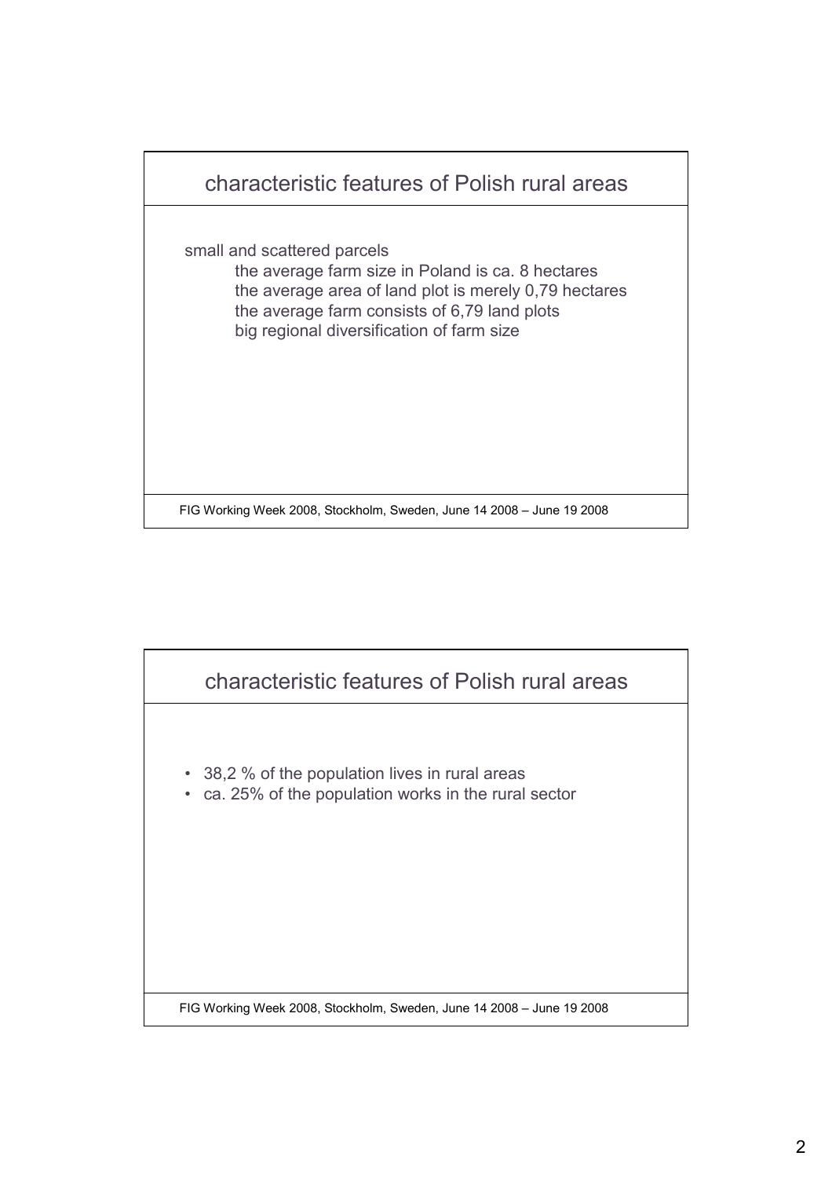## characteristic features of Polish rural areas

small and scattered parcels

- the average farm size in Poland is ca. 8 hectares
- the average area of land plot is merely 0,79 hectares
- the average farm consists of 6,79 land plots
- big regional diversification of farm size

FIG Working Week 2008, Stockholm, Sweden, June 14 2008 – June 19 2008

## characteristic features of Polish rural areas

- 38,2 % of the population lives in rural areas
- ca. 25% of the population works in the rural sector

FIG Working Week 2008, Stockholm, Sweden, June 14 2008 – June 19 2008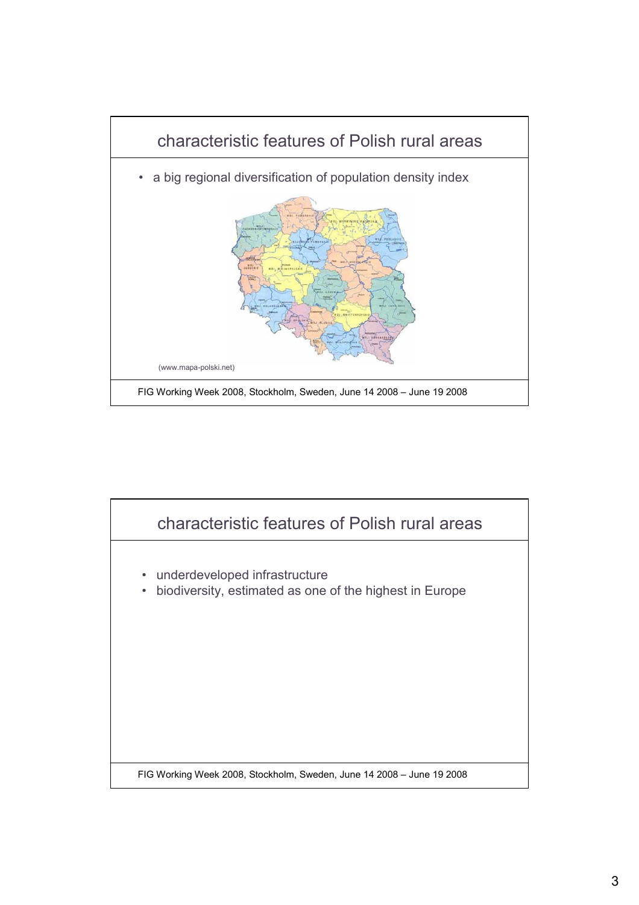## characteristic features of Polish rural areas

- a big regional diversification of population density index

(www.mapa-polski.net)

## characteristic features of Polish rural areas

- underdeveloped infrastructure
- biodiversity, estimated as one of the highest in Europe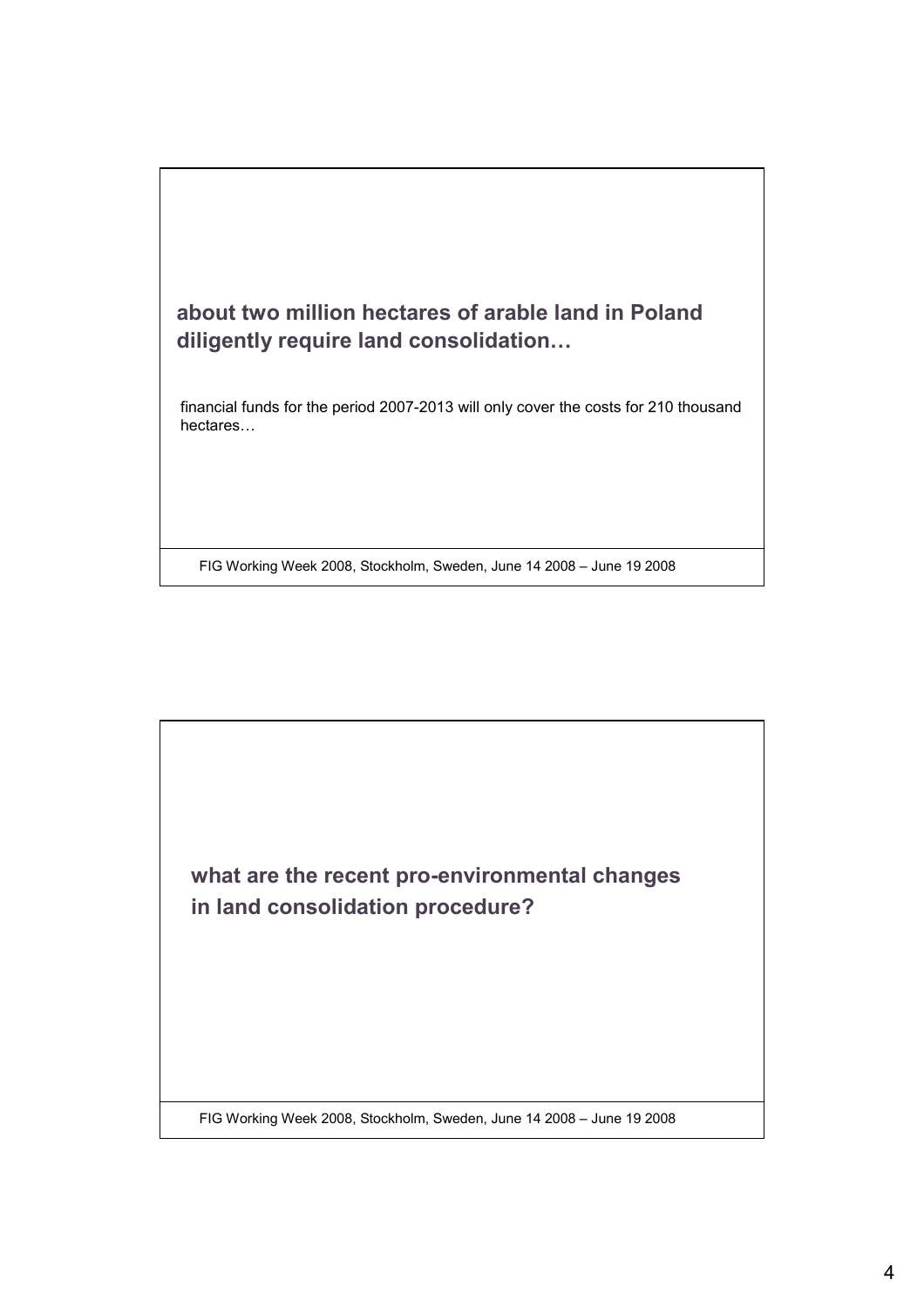**about two million hectares of arable land in Poland diligently require land consolidation…**

financial funds for the period 2007-2013 will only cover the costs for 210 thousand hectares…

**what are the recent pro-environmental changes in land consolidation procedure?**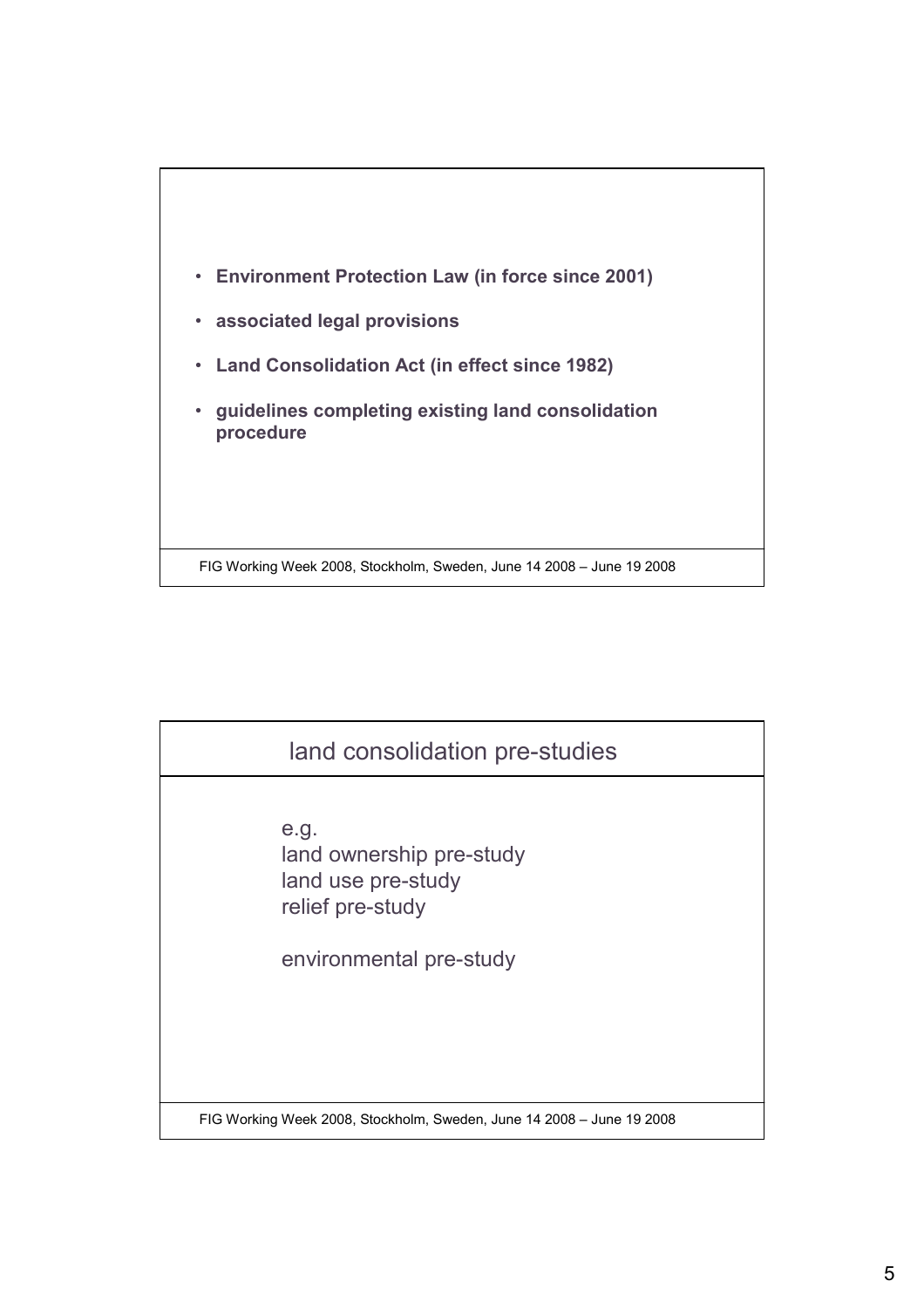- **Environment Protection Law (in force since 2001)**
- **associated legal provisions**
- **Land Consolidation Act (in effect since 1982)**
- **guidelines completing existing land consolidation procedure**

## land consolidation pre-studies

e.g.
land ownership pre-study
land use pre-study
relief pre-study

environmental pre-study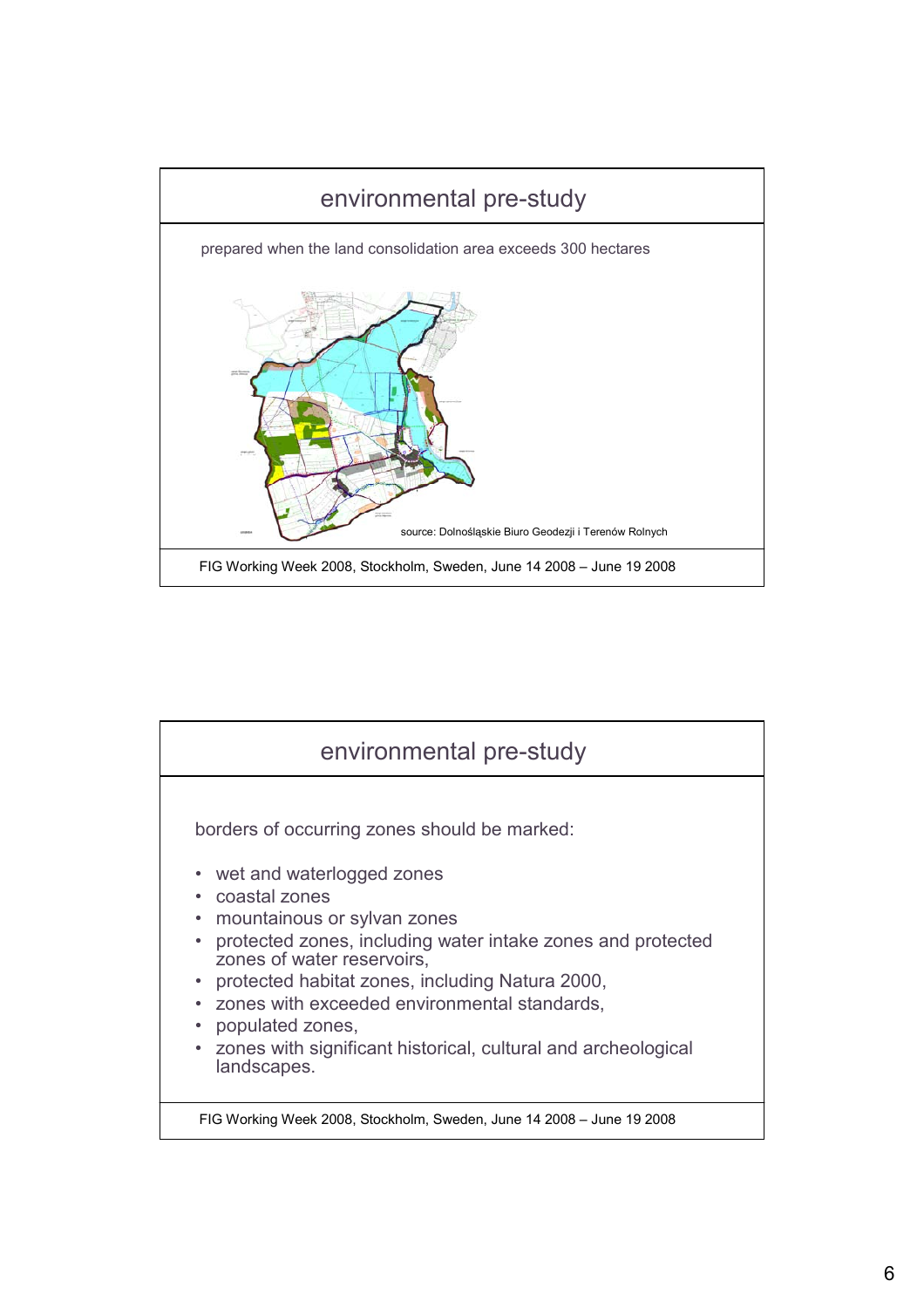## environmental pre-study

prepared when the land consolidation area exceeds 300 hectares

source: Dolnośląskie Biuro Geodezji i Terenów Rolnych

FIG Working Week 2008, Stockholm, Sweden, June 14 2008 – June 19 2008

## environmental pre-study

borders of occurring zones should be marked:

- wet and waterlogged zones
- coastal zones
- mountainous or sylvan zones
- protected zones, including water intake zones and protected zones of water reservoirs,
- protected habitat zones, including Natura 2000,
- zones with exceeded environmental standards,
- populated zones,
- zones with significant historical, cultural and archeological landscapes.

FIG Working Week 2008, Stockholm, Sweden, June 14 2008 – June 19 2008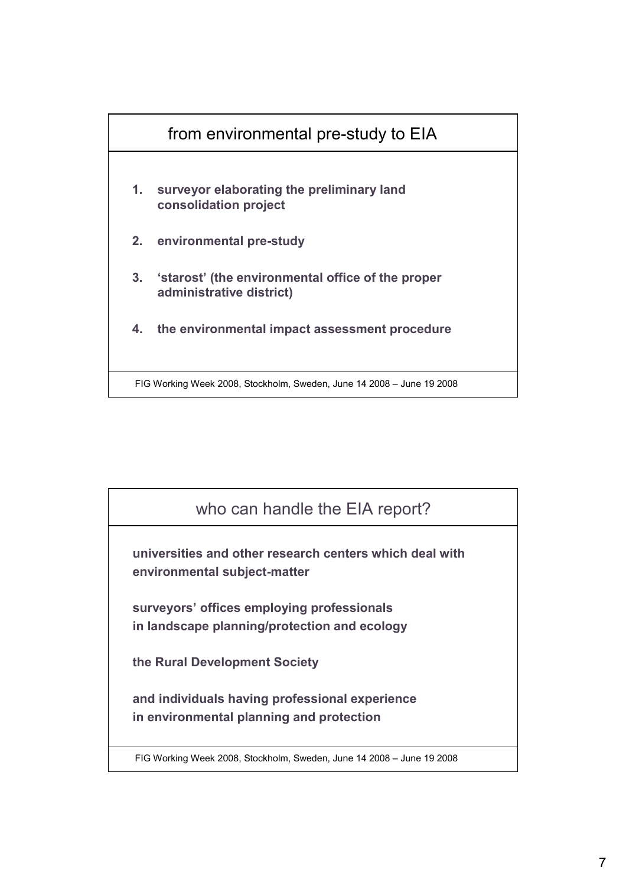## from environmental pre-study to EIA

1. **surveyor elaborating the preliminary land consolidation project**
2. **environmental pre-study**
3. **'starost' (the environmental office of the proper administrative district)**
4. **the environmental impact assessment procedure**

## who can handle the EIA report?

**universities and other research centers which deal with environmental subject-matter**

**surveyors' offices employing professionals in landscape planning/protection and ecology**

**the Rural Development Society**

**and individuals having professional experience in environmental planning and protection**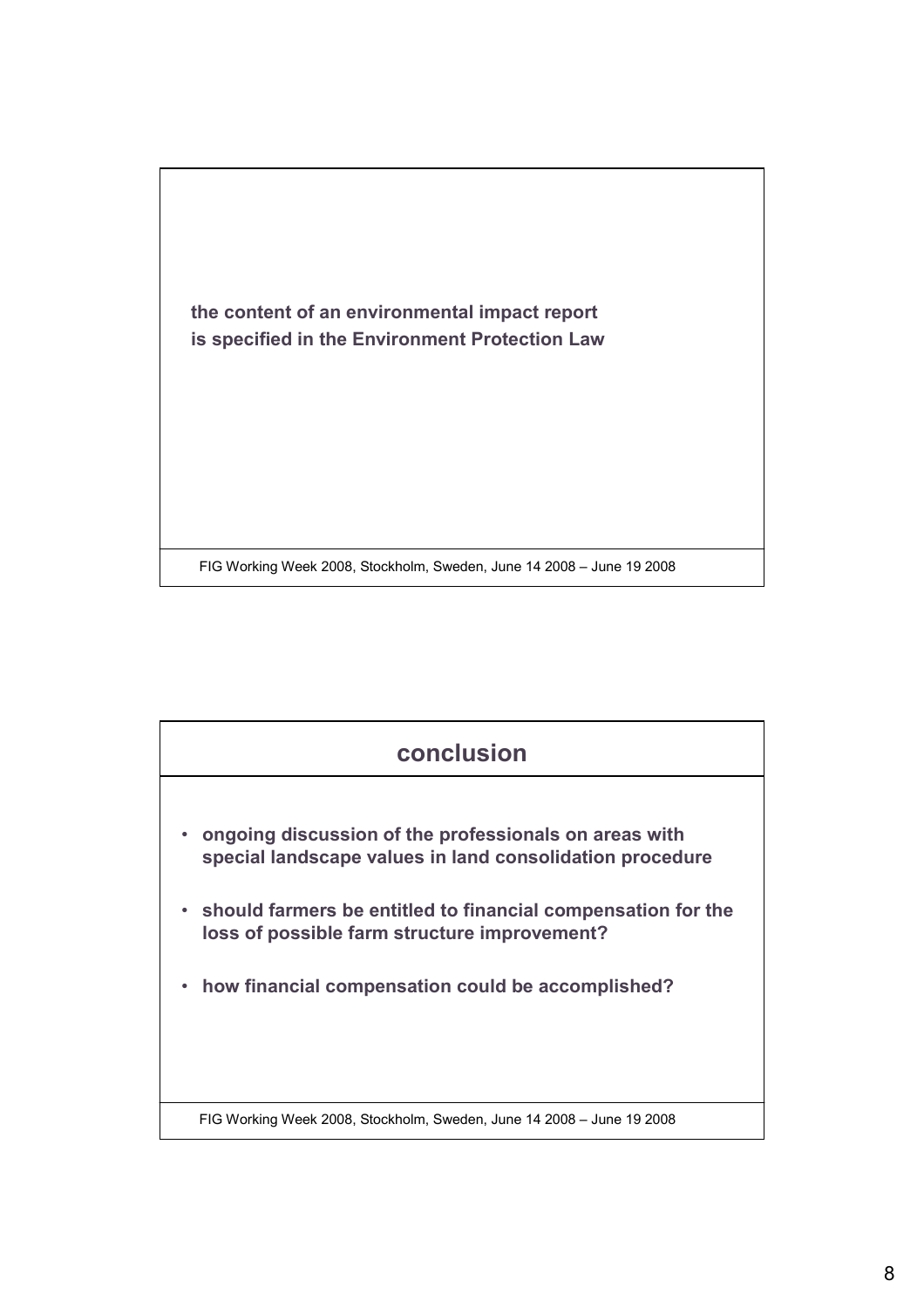**the content of an environmental impact report is specified in the Environment Protection Law**

## conclusion

- **ongoing discussion of the professionals on areas with special landscape values in land consolidation procedure**
- **should farmers be entitled to financial compensation for the loss of possible farm structure improvement?**
- **how financial compensation could be accomplished?**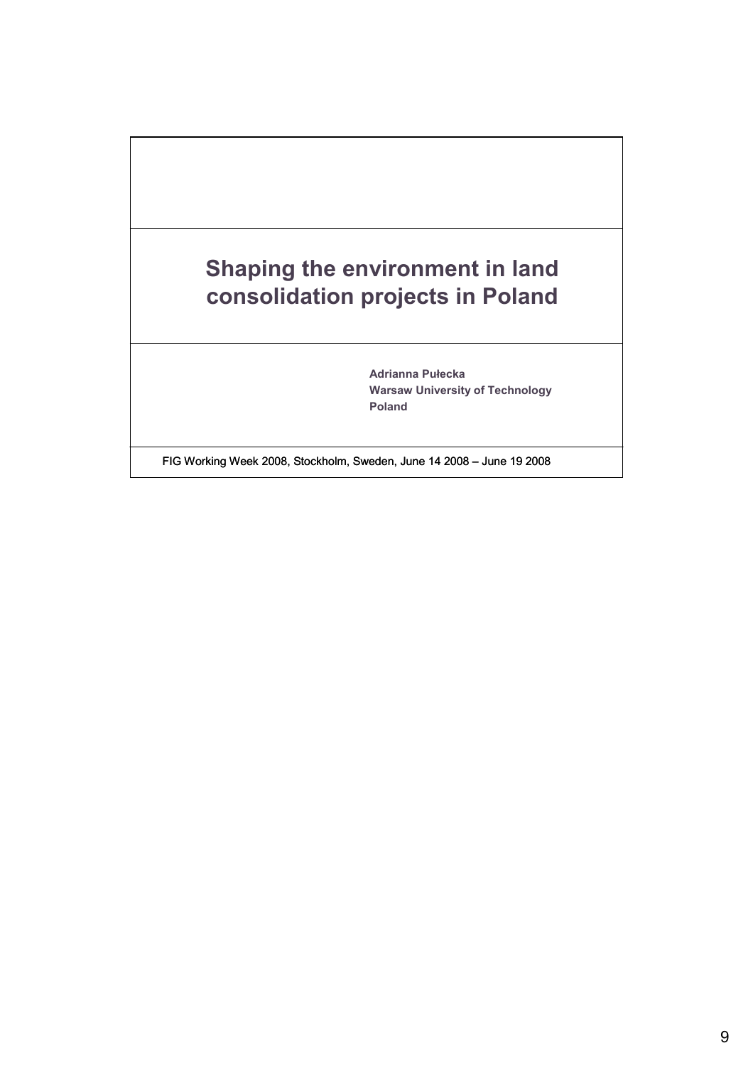# Shaping the environment in land consolidation projects in Poland

**Adrianna Pułecka**
**Warsaw University of Technology**
**Poland**

FIG Working Week 2008, Stockholm, Sweden, June 14 2008 – June 19 2008